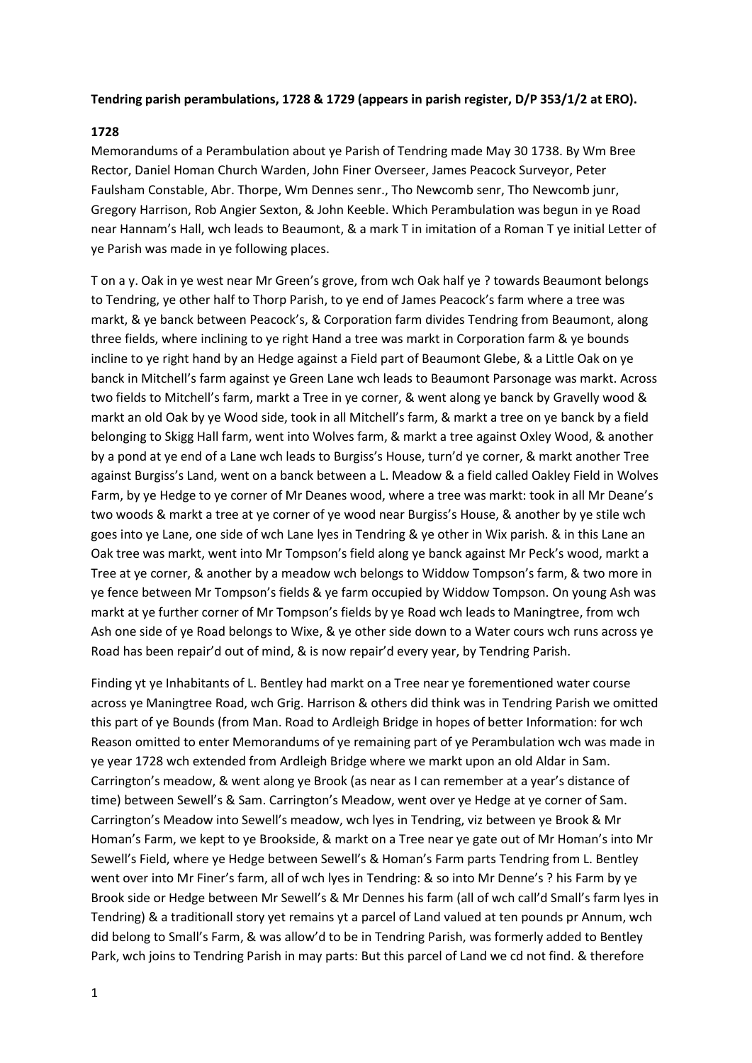**Tendring parish perambulations, 1728 & 1729 (appears in parish register, D/P 353/1/2 at ERO).**

**1728**

Memorandums of a Perambulation about ye Parish of Tendring made May 30 1738. By Wm Bree Rector, Daniel Homan Church Warden, John Finer Overseer, James Peacock Surveyor, Peter Faulsham Constable, Abr. Thorpe, Wm Dennes senr., Tho Newcomb senr, Tho Newcomb junr, Gregory Harrison, Rob Angier Sexton, & John Keeble. Which Perambulation was begun in ye Road near Hannam's Hall, wch leads to Beaumont, & a mark T in imitation of a Roman T ye initial Letter of ye Parish was made in ye following places.

T on a y. Oak in ye west near Mr Green's grove, from wch Oak half ye ? towards Beaumont belongs to Tendring, ye other half to Thorp Parish, to ye end of James Peacock's farm where a tree was markt, & ye banck between Peacock's, & Corporation farm divides Tendring from Beaumont, along three fields, where inclining to ye right Hand a tree was markt in Corporation farm & ye bounds incline to ye right hand by an Hedge against a Field part of Beaumont Glebe, & a Little Oak on ye banck in Mitchell's farm against ye Green Lane wch leads to Beaumont Parsonage was markt. Across two fields to Mitchell's farm, markt a Tree in ye corner, & went along ye banck by Gravelly wood & markt an old Oak by ye Wood side, took in all Mitchell's farm, & markt a tree on ye banck by a field belonging to Skigg Hall farm, went into Wolves farm, & markt a tree against Oxley Wood, & another by a pond at ye end of a Lane wch leads to Burgiss's House, turn'd ye corner, & markt another Tree against Burgiss's Land, went on a banck between a L. Meadow & a field called Oakley Field in Wolves Farm, by ye Hedge to ye corner of Mr Deanes wood, where a tree was markt: took in all Mr Deane's two woods & markt a tree at ye corner of ye wood near Burgiss's House, & another by ye stile wch goes into ye Lane, one side of wch Lane lyes in Tendring & ye other in Wix parish. & in this Lane an Oak tree was markt, went into Mr Tompson's field along ye banck against Mr Peck's wood, markt a Tree at ye corner, & another by a meadow wch belongs to Widdow Tompson's farm, & two more in ye fence between Mr Tompson's fields & ye farm occupied by Widdow Tompson. On young Ash was markt at ye further corner of Mr Tompson's fields by ye Road wch leads to Maningtree, from wch Ash one side of ye Road belongs to Wixe, & ye other side down to a Water cours wch runs across ye Road has been repair'd out of mind, & is now repair'd every year, by Tendring Parish.

Finding yt ye Inhabitants of L. Bentley had markt on a Tree near ye forementioned water course across ye Maningtree Road, wch Grig. Harrison & others did think was in Tendring Parish we omitted this part of ye Bounds (from Man. Road to Ardleigh Bridge in hopes of better Information: for wch Reason omitted to enter Memorandums of ye remaining part of ye Perambulation wch was made in ye year 1728 wch extended from Ardleigh Bridge where we markt upon an old Aldar in Sam. Carrington's meadow, & went along ye Brook (as near as I can remember at a year's distance of time) between Sewell's & Sam. Carrington's Meadow, went over ye Hedge at ye corner of Sam. Carrington's Meadow into Sewell's meadow, wch lyes in Tendring, viz between ye Brook & Mr Homan's Farm, we kept to ye Brookside, & markt on a Tree near ye gate out of Mr Homan's into Mr Sewell's Field, where ye Hedge between Sewell's & Homan's Farm parts Tendring from L. Bentley went over into Mr Finer's farm, all of wch lyes in Tendring: & so into Mr Denne's ? his Farm by ye Brook side or Hedge between Mr Sewell's & Mr Dennes his farm (all of wch call'd Small's farm lyes in Tendring) & a traditionall story yet remains yt a parcel of Land valued at ten pounds pr Annum, wch did belong to Small's Farm, & was allow'd to be in Tendring Parish, was formerly added to Bentley Park, wch joins to Tendring Parish in may parts: But this parcel of Land we cd not find. & therefore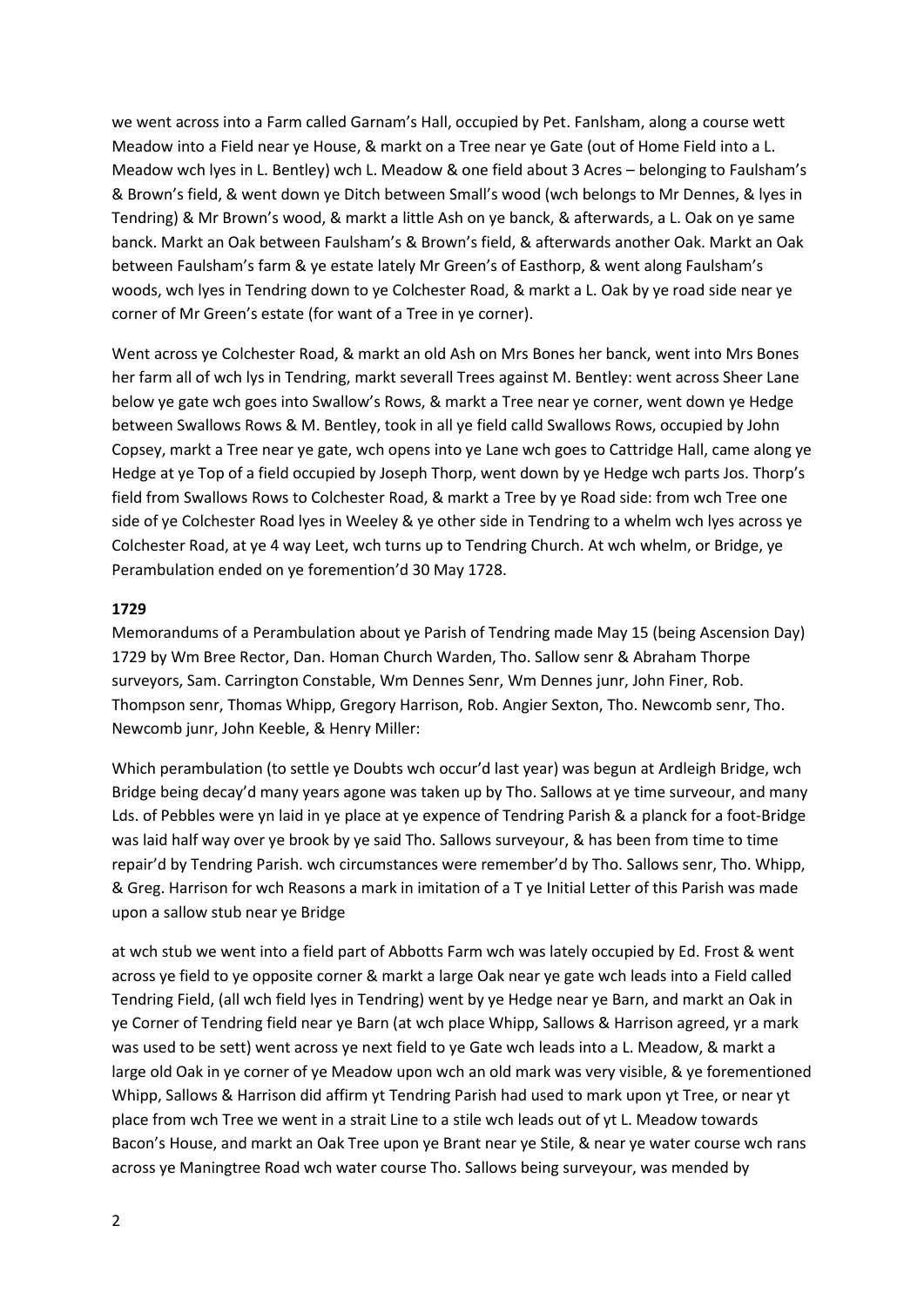we went across into a Farm called Garnam's Hall, occupied by Pet. Fanlsham, along a course wett Meadow into a Field near ye House, & markt on a Tree near ye Gate (out of Home Field into a L. Meadow wch lyes in L. Bentley) wch L. Meadow & one field about 3 Acres – belonging to Faulsham's & Brown's field, & went down ye Ditch between Small's wood (wch belongs to Mr Dennes, & lyes in Tendring) & Mr Brown's wood, & markt a little Ash on ye banck, & afterwards, a L. Oak on ye same banck. Markt an Oak between Faulsham's & Brown's field, & afterwards another Oak. Markt an Oak between Faulsham's farm & ye estate lately Mr Green's of Easthorp, & went along Faulsham's woods, wch lyes in Tendring down to ye Colchester Road, & markt a L. Oak by ye road side near ye corner of Mr Green's estate (for want of a Tree in ye corner).

Went across ye Colchester Road, & markt an old Ash on Mrs Bones her banck, went into Mrs Bones her farm all of wch lys in Tendring, markt severall Trees against M. Bentley: went across Sheer Lane below ye gate wch goes into Swallow's Rows, & markt a Tree near ye corner, went down ye Hedge between Swallows Rows & M. Bentley, took in all ye field calld Swallows Rows, occupied by John Copsey, markt a Tree near ye gate, wch opens into ye Lane wch goes to Cattridge Hall, came along ye Hedge at ye Top of a field occupied by Joseph Thorp, went down by ye Hedge wch parts Jos. Thorp's field from Swallows Rows to Colchester Road, & markt a Tree by ye Road side: from wch Tree one side of ye Colchester Road lyes in Weeley & ye other side in Tendring to a whelm wch lyes across ye Colchester Road, at ye 4 way Leet, wch turns up to Tendring Church. At wch whelm, or Bridge, ye Perambulation ended on ye forementionʼd 30 May 1728.

**1729**

Memorandums of a Perambulation about ye Parish of Tendring made May 15 (being Ascension Day) 1729 by Wm Bree Rector, Dan. Homan Church Warden, Tho. Sallow senr & Abraham Thorpe surveyors, Sam. Carrington Constable, Wm Dennes Senr, Wm Dennes junr, John Finer, Rob. Thompson senr, Thomas Whipp, Gregory Harrison, Rob. Angier Sexton, Tho. Newcomb senr, Tho. Newcomb junr, John Keeble, & Henry Miller:

Which perambulation (to settle ye Doubts wch occur'd last year) was begun at Ardleigh Bridge, wch Bridge being decay'd many years agone was taken up by Tho. Sallows at ye time surveour, and many Lds. of Pebbles were yn laid in ye place at ye expence of Tendring Parish & a planck for a foot-Bridge was laid half way over ye brook by ye said Tho. Sallows surveyour, & has been from time to time repair'd by Tendring Parish. wch circumstances were remember'd by Tho. Sallows senr, Tho. Whipp, & Greg. Harrison for wch Reasons a mark in imitation of a T ye Initial Letter of this Parish was made upon a sallow stub near ye Bridge

at wch stub we went into a field part of Abbotts Farm wch was lately occupied by Ed. Frost & went across ye field to ye opposite corner & markt a large Oak near ye gate wch leads into a Field called Tendring Field, (all wch field lyes in Tendring) went by ye Hedge near ye Barn, and markt an Oak in ye Corner of Tendring field near ye Barn (at wch place Whipp, Sallows & Harrison agreed, yr a mark was used to be sett) went across ye next field to ye Gate wch leads into a L. Meadow, & markt a large old Oak in ye corner of ye Meadow upon wch an old mark was very visible, & ye forementioned Whipp, Sallows & Harrison did affirm yt Tendring Parish had used to mark upon yt Tree, or near yt place from wch Tree we went in a strait Line to a stile wch leads out of yt L. Meadow towards Bacon's House, and markt an Oak Tree upon ye Brant near ye Stile, & near ye water course wch rans across ye Maningtree Road wch water course Tho. Sallows being surveyour, was mended by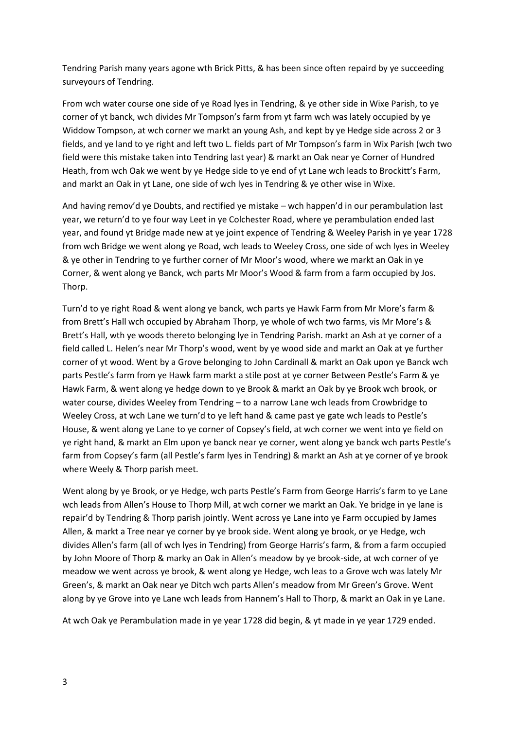Tendring Parish many years agone wth Brick Pitts, & has been since often repaird by ye succeeding surveyours of Tendring.

From wch water course one side of ye Road lyes in Tendring, & ye other side in Wixe Parish, to ye corner of yt banck, wch divides Mr Tompson's farm from yt farm wch was lately occupied by ye Widdow Tompson, at wch corner we markt an young Ash, and kept by ye Hedge side across 2 or 3 fields, and ye land to ye right and left two L. fields part of Mr Tompson's farm in Wix Parish (wch two field were this mistake taken into Tendring last year) & markt an Oak near ye Corner of Hundred Heath, from wch Oak we went by ye Hedge side to ye end of yt Lane wch leads to Brockitt's Farm, and markt an Oak in yt Lane, one side of wch lyes in Tendring & ye other wise in Wixe.

And having remov'd ye Doubts, and rectified ye mistake – wch happen'd in our perambulation last year, we return'd to ye four way Leet in ye Colchester Road, where ye perambulation ended last year, and found yt Bridge made new at ye joint expence of Tendring & Weeley Parish in ye year 1728 from wch Bridge we went along ye Road, wch leads to Weeley Cross, one side of wch lyes in Weeley & ye other in Tendring to ye further corner of Mr Moor's wood, where we markt an Oak in ye Corner, & went along ye Banck, wch parts Mr Moor's Wood & farm from a farm occupied by Jos. Thorp.

Turn'd to ye right Road & went along ye banck, wch parts ye Hawk Farm from Mr More's farm & from Brett's Hall wch occupied by Abraham Thorp, ye whole of wch two farms, vis Mr More's & Brett's Hall, wth ye woods thereto belonging lye in Tendring Parish. markt an Ash at ye corner of a field called L. Helen's near Mr Thorp's wood, went by ye wood side and markt an Oak at ye further corner of yt wood. Went by a Grove belonging to John Cardinall & markt an Oak upon ye Banck wch parts Pestle's farm from ye Hawk farm markt a stile post at ye corner Between Pestle's Farm & ye Hawk Farm, & went along ye hedge down to ye Brook & markt an Oak by ye Brook wch brook, or water course, divides Weeley from Tendring – to a narrow Lane wch leads from Crowbridge to Weeley Cross, at wch Lane we turn'd to ye left hand & came past ye gate wch leads to Pestle's House, & went along ye Lane to ye corner of Copsey's field, at wch corner we went into ye field on ye right hand, & markt an Elm upon ye banck near ye corner, went along ye banck wch parts Pestle's farm from Copsey's farm (all Pestle's farm lyes in Tendring) & markt an Ash at ye corner of ye brook where Weely & Thorp parish meet.

Went along by ye Brook, or ye Hedge, wch parts Pestle's Farm from George Harris's farm to ye Lane wch leads from Allen's House to Thorp Mill, at wch corner we markt an Oak. Ye bridge in ye lane is repair'd by Tendring & Thorp parish jointly. Went across ye Lane into ye Farm occupied by James Allen, & markt a Tree near ye corner by ye brook side. Went along ye brook, or ye Hedge, wch divides Allen's farm (all of wch lyes in Tendring) from George Harris's farm, & from a farm occupied by John Moore of Thorp & marky an Oak in Allen's meadow by ye brook-side, at wch corner of ye meadow we went across ye brook, & went along ye Hedge, wch leas to a Grove wch was lately Mr Green's, & markt an Oak near ye Ditch wch parts Allen's meadow from Mr Green's Grove. Went along by ye Grove into ye Lane wch leads from Hannem's Hall to Thorp, & markt an Oak in ye Lane.

At wch Oak ye Perambulation made in ye year 1728 did begin, & yt made in ye year 1729 ended.